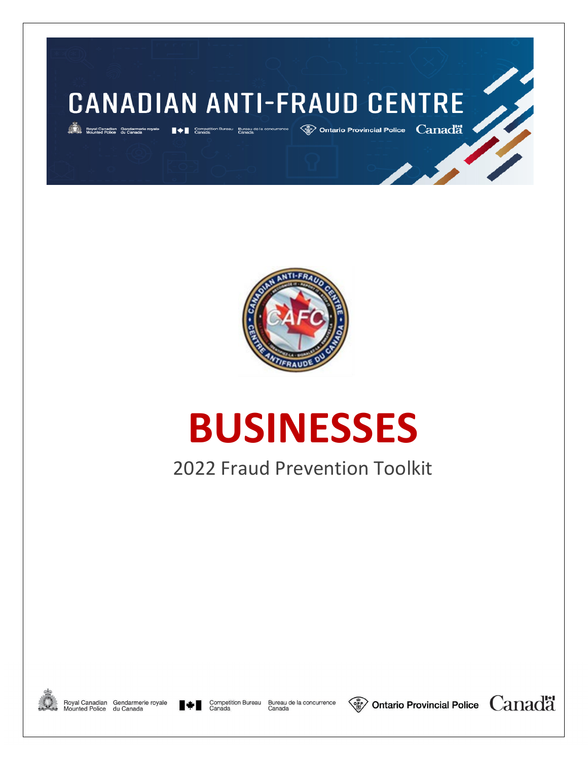# CANADIAN ANTI-FRAUD CENTRE

Royal Canadian Mounted Police / Gendarmerie royale du Canada — Competition Bureau Canada / Bureau de la concurrence Canada — Ontario Provincial Police — Canada

# BUSINESSES

## 2022 Fraud Prevention Toolkit

Royal Canadian Mounted Police / Gendarmerie royale du Canada — Competition Bureau Canada / Bureau de la concurrence Canada — Ontario Provincial Police — Canada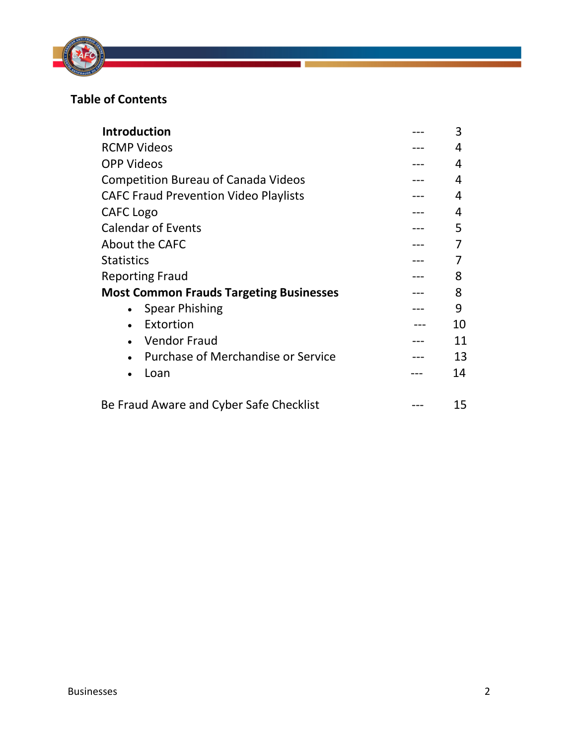## Table of Contents

| | | |
|---|---|---|
| **Introduction** | --- | 3 |
| RCMP Videos | --- | 4 |
| OPP Videos | --- | 4 |
| Competition Bureau of Canada Videos | --- | 4 |
| CAFC Fraud Prevention Video Playlists | --- | 4 |
| CAFC Logo | --- | 4 |
| Calendar of Events | --- | 5 |
| About the CAFC | --- | 7 |
| Statistics | --- | 7 |
| Reporting Fraud | --- | 8 |
| **Most Common Frauds Targeting Businesses** | --- | 8 |
| • Spear Phishing | --- | 9 |
| • Extortion | --- | 10 |
| • Vendor Fraud | --- | 11 |
| • Purchase of Merchandise or Service | --- | 13 |
| • Loan | --- | 14 |
| Be Fraud Aware and Cyber Safe Checklist | --- | 15 |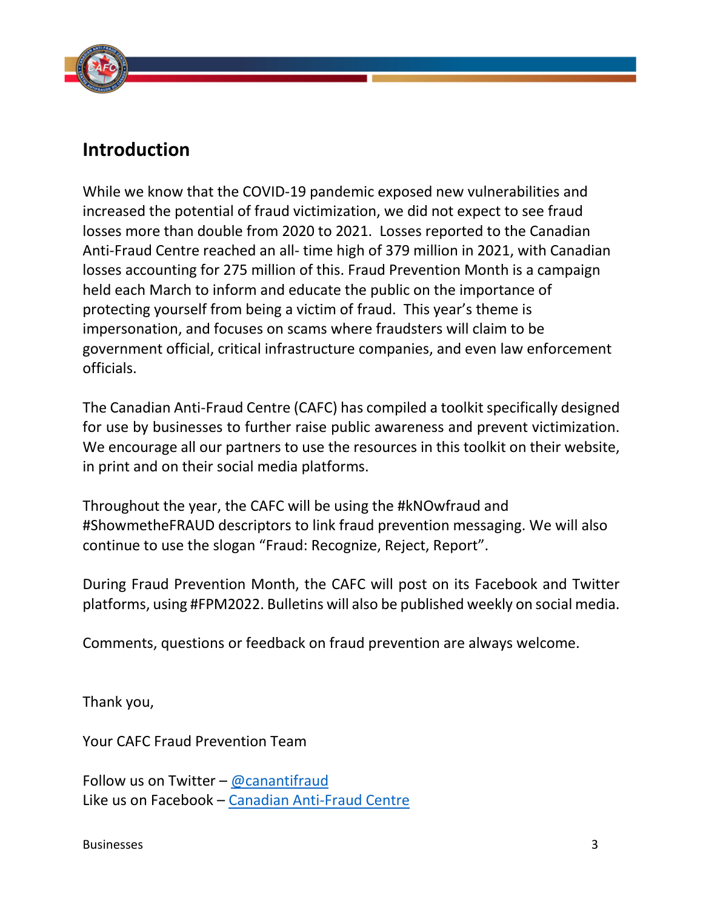## Introduction

While we know that the COVID-19 pandemic exposed new vulnerabilities and increased the potential of fraud victimization, we did not expect to see fraud losses more than double from 2020 to 2021. Losses reported to the Canadian Anti-Fraud Centre reached an all- time high of 379 million in 2021, with Canadian losses accounting for 275 million of this. Fraud Prevention Month is a campaign held each March to inform and educate the public on the importance of protecting yourself from being a victim of fraud. This year's theme is impersonation, and focuses on scams where fraudsters will claim to be government official, critical infrastructure companies, and even law enforcement officials.

The Canadian Anti-Fraud Centre (CAFC) has compiled a toolkit specifically designed for use by businesses to further raise public awareness and prevent victimization. We encourage all our partners to use the resources in this toolkit on their website, in print and on their social media platforms.

Throughout the year, the CAFC will be using the #kNOwfraud and #ShowmetheFRAUD descriptors to link fraud prevention messaging. We will also continue to use the slogan "Fraud: Recognize, Reject, Report".

During Fraud Prevention Month, the CAFC will post on its Facebook and Twitter platforms, using #FPM2022. Bulletins will also be published weekly on social media.

Comments, questions or feedback on fraud prevention are always welcome.

Thank you,

Your CAFC Fraud Prevention Team

Follow us on Twitter – [@canantifraud](https://twitter.com/canantifraud)
Like us on Facebook – [Canadian Anti-Fraud Centre](https://www.facebook.com/CanadianAntiFraudCentre)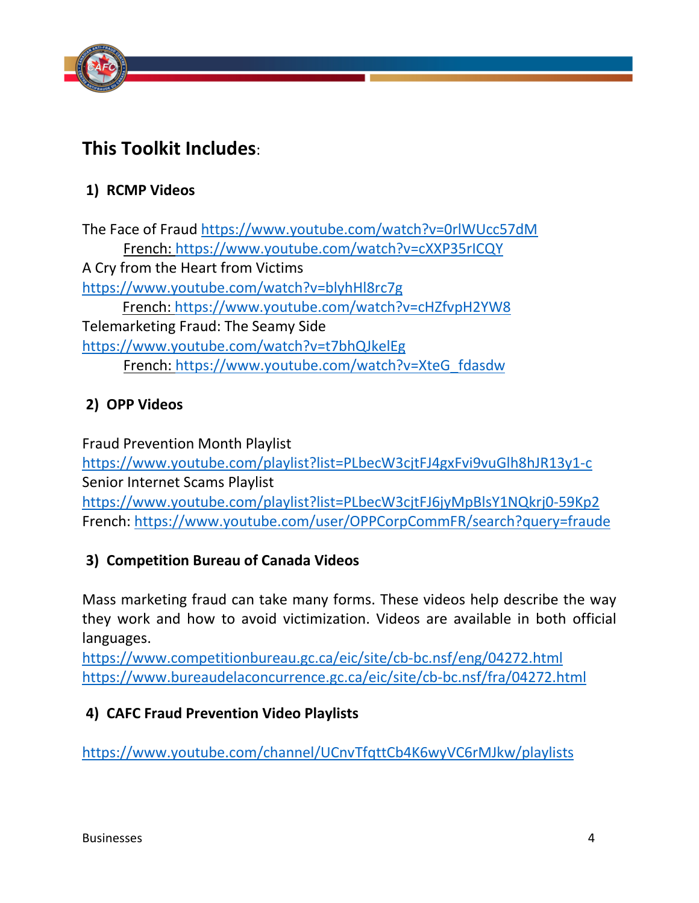## This Toolkit Includes:

### 1) RCMP Videos

The Face of Fraud https://www.youtube.com/watch?v=0rlWUcc57dM
French: https://www.youtube.com/watch?v=cXXP35rICQY
A Cry from the Heart from Victims
https://www.youtube.com/watch?v=blyhHl8rc7g
French: https://www.youtube.com/watch?v=cHZfvpH2YW8
Telemarketing Fraud: The Seamy Side
https://www.youtube.com/watch?v=t7bhQJkelEg
French: https://www.youtube.com/watch?v=XteG_fdasdw

### 2) OPP Videos

Fraud Prevention Month Playlist
https://www.youtube.com/playlist?list=PLbecW3cjtFJ4gxFvi9vuGlh8hJR13y1-c
Senior Internet Scams Playlist
https://www.youtube.com/playlist?list=PLbecW3cjtFJ6jyMpBlsY1NQkrj0-59Kp2
French: https://www.youtube.com/user/OPPCorpCommFR/search?query=fraude

### 3) Competition Bureau of Canada Videos

Mass marketing fraud can take many forms. These videos help describe the way they work and how to avoid victimization. Videos are available in both official languages.
https://www.competitionbureau.gc.ca/eic/site/cb-bc.nsf/eng/04272.html
https://www.bureaudelaconcurrence.gc.ca/eic/site/cb-bc.nsf/fra/04272.html

### 4) CAFC Fraud Prevention Video Playlists

https://www.youtube.com/channel/UCnvTfqttCb4K6wyVC6rMJkw/playlists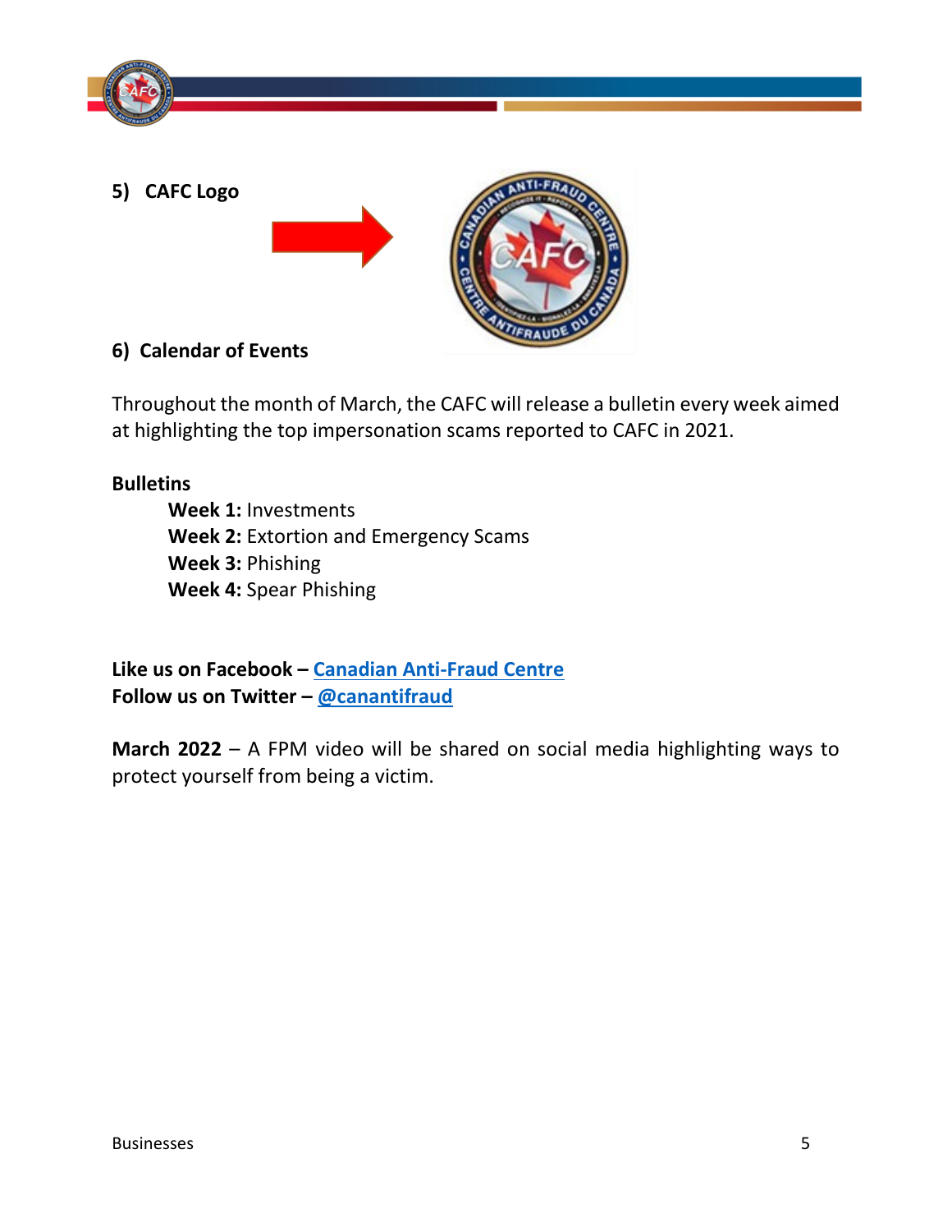**5) CAFC Logo**

**6) Calendar of Events**

Throughout the month of March, the CAFC will release a bulletin every week aimed at highlighting the top impersonation scams reported to CAFC in 2021.

**Bulletins**

- **Week 1:** Investments
- **Week 2:** Extortion and Emergency Scams
- **Week 3:** Phishing
- **Week 4:** Spear Phishing

**Like us on Facebook – Canadian Anti-Fraud Centre**
**Follow us on Twitter – @canantifraud**

**March 2022** – A FPM video will be shared on social media highlighting ways to protect yourself from being a victim.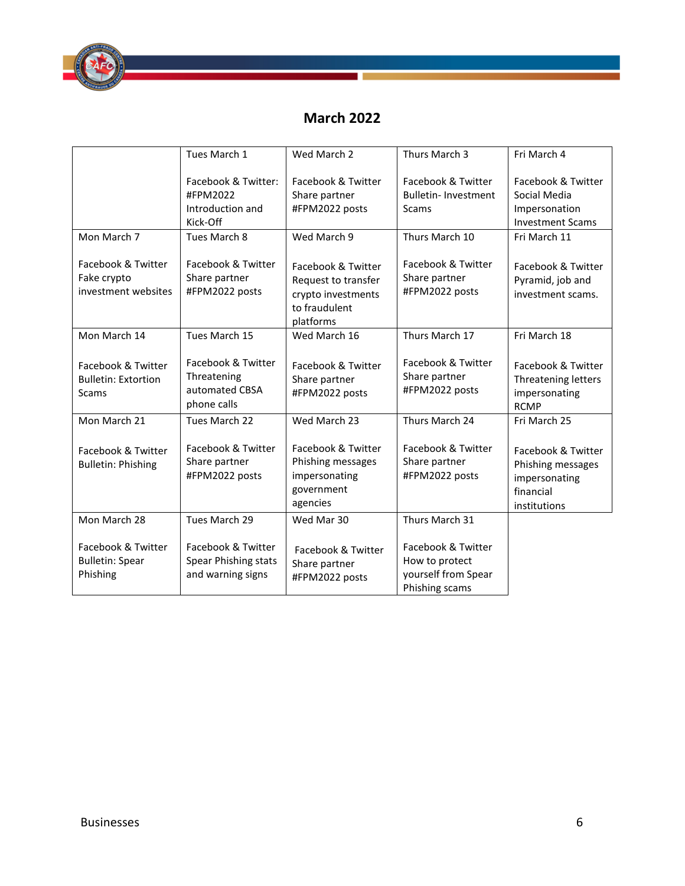# March 2022

| | | | | |
|---|---|---|---|---|
| | Tues March 1<br><br>Facebook & Twitter: #FPM2022 Introduction and Kick-Off | Wed March 2<br><br>Facebook & Twitter Share partner #FPM2022 posts | Thurs March 3<br><br>Facebook & Twitter Bulletin- Investment Scams | Fri March 4<br><br>Facebook & Twitter Social Media Impersonation Investment Scams |
| Mon March 7<br><br>Facebook & Twitter Fake crypto investment websites | Tues March 8<br><br>Facebook & Twitter Share partner #FPM2022 posts | Wed March 9<br><br>Facebook & Twitter Request to transfer crypto investments to fraudulent platforms | Thurs March 10<br><br>Facebook & Twitter Share partner #FPM2022 posts | Fri March 11<br><br>Facebook & Twitter Pyramid, job and investment scams. |
| Mon March 14<br><br>Facebook & Twitter Bulletin: Extortion Scams | Tues March 15<br><br>Facebook & Twitter Threatening automated CBSA phone calls | Wed March 16<br><br>Facebook & Twitter Share partner #FPM2022 posts | Thurs March 17<br><br>Facebook & Twitter Share partner #FPM2022 posts | Fri March 18<br><br>Facebook & Twitter Threatening letters impersonating RCMP |
| Mon March 21<br><br>Facebook & Twitter Bulletin: Phishing | Tues March 22<br><br>Facebook & Twitter Share partner #FPM2022 posts | Wed March 23<br><br>Facebook & Twitter Phishing messages impersonating government agencies | Thurs March 24<br><br>Facebook & Twitter Share partner #FPM2022 posts | Fri March 25<br><br>Facebook & Twitter Phishing messages impersonating financial institutions |
| Mon March 28<br><br>Facebook & Twitter Bulletin: Spear Phishing | Tues March 29<br><br>Facebook & Twitter Spear Phishing stats and warning signs | Wed Mar 30<br><br>Facebook & Twitter Share partner #FPM2022 posts | Thurs March 31<br><br>Facebook & Twitter How to protect yourself from Spear Phishing scams | |

Businesses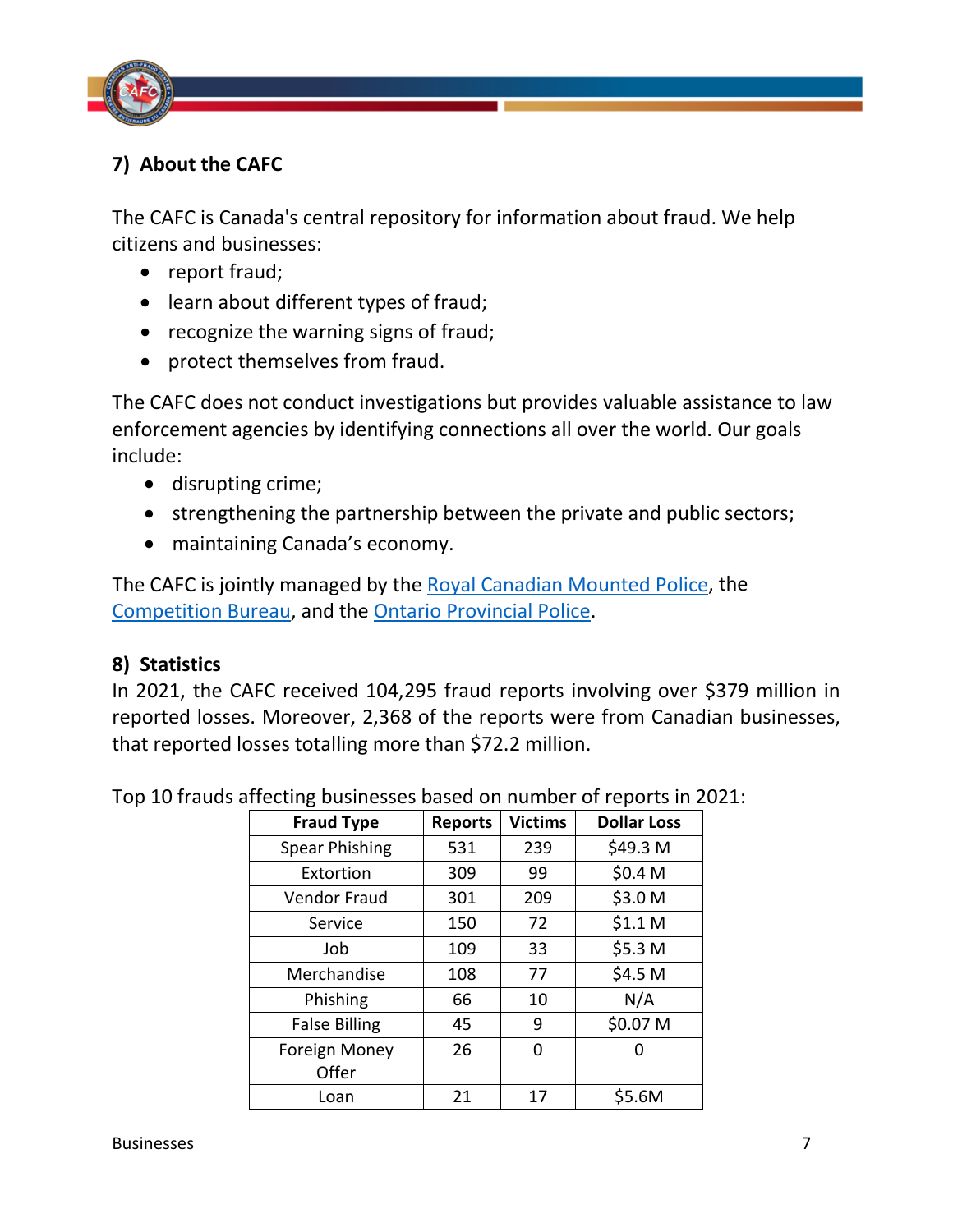## 7) About the CAFC

The CAFC is Canada's central repository for information about fraud. We help citizens and businesses:

- report fraud;
- learn about different types of fraud;
- recognize the warning signs of fraud;
- protect themselves from fraud.

The CAFC does not conduct investigations but provides valuable assistance to law enforcement agencies by identifying connections all over the world. Our goals include:

- disrupting crime;
- strengthening the partnership between the private and public sectors;
- maintaining Canada's economy.

The CAFC is jointly managed by the Royal Canadian Mounted Police, the Competition Bureau, and the Ontario Provincial Police.

## 8) Statistics

In 2021, the CAFC received 104,295 fraud reports involving over $379 million in reported losses. Moreover, 2,368 of the reports were from Canadian businesses, that reported losses totalling more than $72.2 million.

Top 10 frauds affecting businesses based on number of reports in 2021:

| Fraud Type | Reports | Victims | Dollar Loss |
|---|---|---|---|
| Spear Phishing | 531 | 239 | $49.3 M |
| Extortion | 309 | 99 | $0.4 M |
| Vendor Fraud | 301 | 209 | $3.0 M |
| Service | 150 | 72 | $1.1 M |
| Job | 109 | 33 | $5.3 M |
| Merchandise | 108 | 77 | $4.5 M |
| Phishing | 66 | 10 | N/A |
| False Billing | 45 | 9 | $0.07 M |
| Foreign Money Offer | 26 | 0 | 0 |
| Loan | 21 | 17 | $5.6M |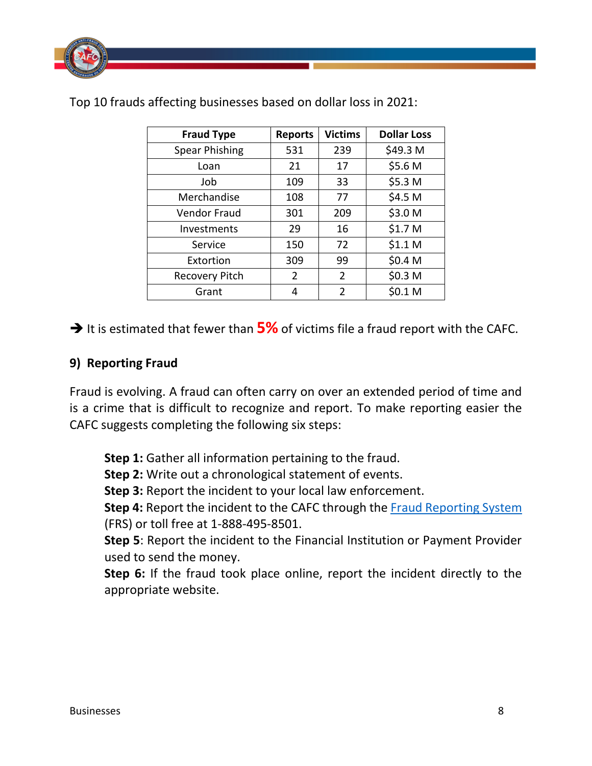Top 10 frauds affecting businesses based on dollar loss in 2021:

| Fraud Type | Reports | Victims | Dollar Loss |
|---|---|---|---|
| Spear Phishing | 531 | 239 | $49.3 M |
| Loan | 21 | 17 | $5.6 M |
| Job | 109 | 33 | $5.3 M |
| Merchandise | 108 | 77 | $4.5 M |
| Vendor Fraud | 301 | 209 | $3.0 M |
| Investments | 29 | 16 | $1.7 M |
| Service | 150 | 72 | $1.1 M |
| Extortion | 309 | 99 | $0.4 M |
| Recovery Pitch | 2 | 2 | $0.3 M |
| Grant | 4 | 2 | $0.1 M |

➔ It is estimated that fewer than **5%** of victims file a fraud report with the CAFC.

## 9) Reporting Fraud

Fraud is evolving. A fraud can often carry on over an extended period of time and is a crime that is difficult to recognize and report. To make reporting easier the CAFC suggests completing the following six steps:

**Step 1:** Gather all information pertaining to the fraud.
**Step 2:** Write out a chronological statement of events.
**Step 3:** Report the incident to your local law enforcement.
**Step 4:** Report the incident to the CAFC through the Fraud Reporting System (FRS) or toll free at 1-888-495-8501.
**Step 5**: Report the incident to the Financial Institution or Payment Provider used to send the money.
**Step 6:** If the fraud took place online, report the incident directly to the appropriate website.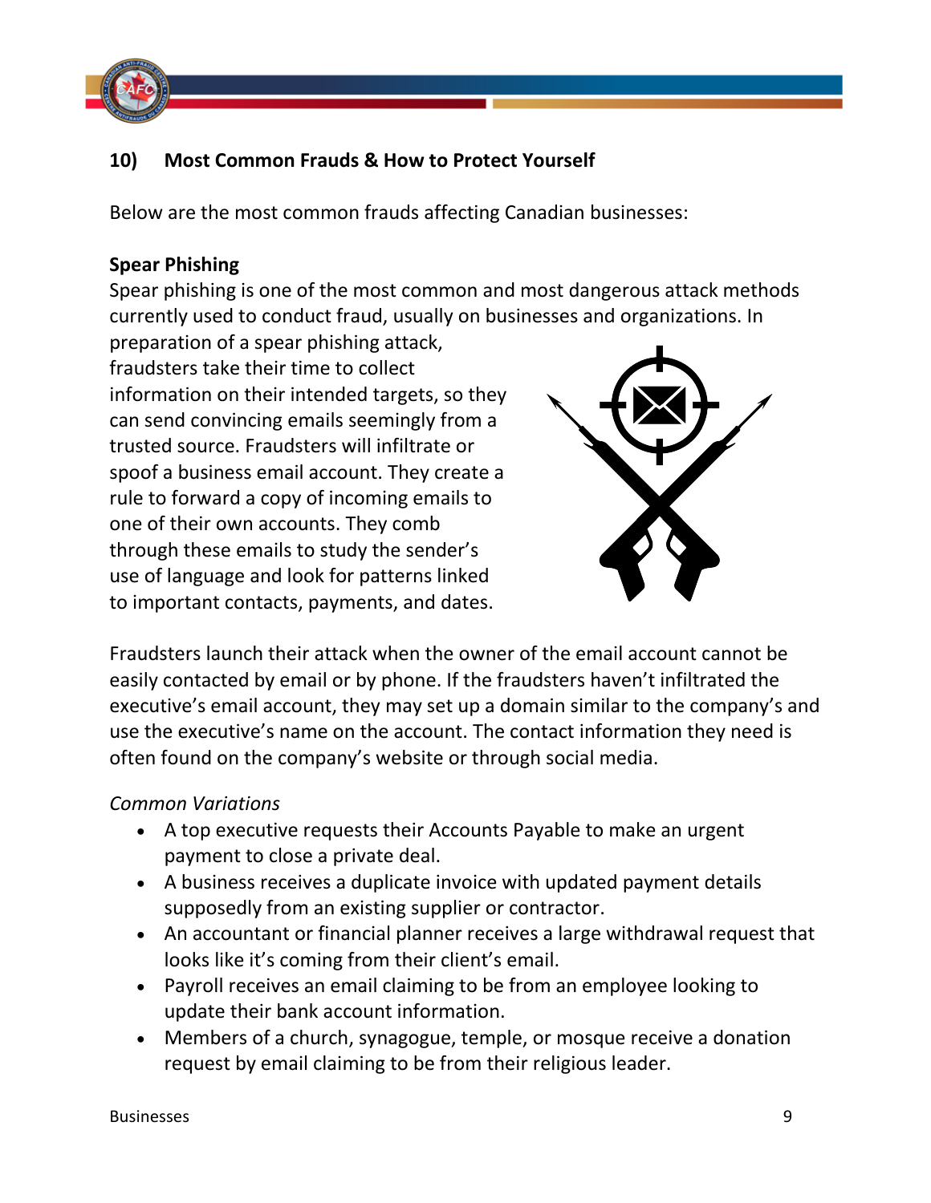## 10) Most Common Frauds & How to Protect Yourself

Below are the most common frauds affecting Canadian businesses:

### Spear Phishing

Spear phishing is one of the most common and most dangerous attack methods currently used to conduct fraud, usually on businesses and organizations. In preparation of a spear phishing attack, fraudsters take their time to collect information on their intended targets, so they can send convincing emails seemingly from a trusted source. Fraudsters will infiltrate or spoof a business email account. They create a rule to forward a copy of incoming emails to one of their own accounts. They comb through these emails to study the sender's use of language and look for patterns linked to important contacts, payments, and dates.

Fraudsters launch their attack when the owner of the email account cannot be easily contacted by email or by phone. If the fraudsters haven't infiltrated the executive's email account, they may set up a domain similar to the company's and use the executive's name on the account. The contact information they need is often found on the company's website or through social media.

*Common Variations*

- A top executive requests their Accounts Payable to make an urgent payment to close a private deal.
- A business receives a duplicate invoice with updated payment details supposedly from an existing supplier or contractor.
- An accountant or financial planner receives a large withdrawal request that looks like it's coming from their client's email.
- Payroll receives an email claiming to be from an employee looking to update their bank account information.
- Members of a church, synagogue, temple, or mosque receive a donation request by email claiming to be from their religious leader.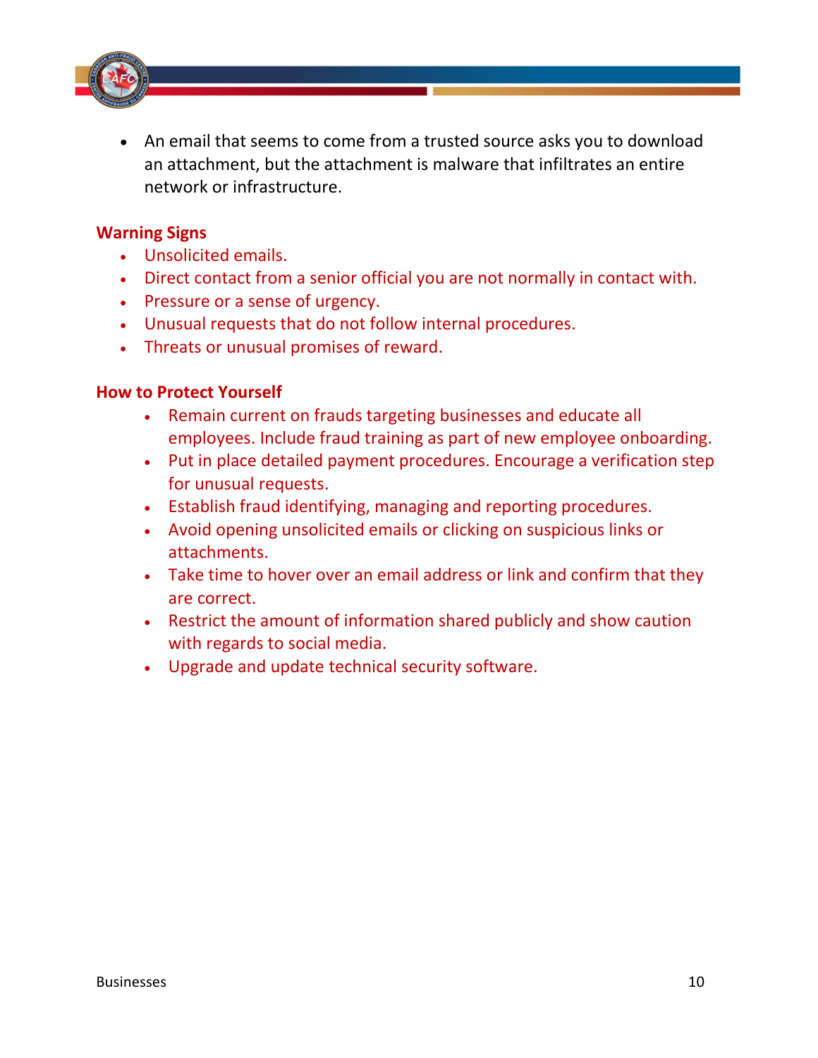- An email that seems to come from a trusted source asks you to download an attachment, but the attachment is malware that infiltrates an entire network or infrastructure.

**Warning Signs**

- Unsolicited emails.
- Direct contact from a senior official you are not normally in contact with.
- Pressure or a sense of urgency.
- Unusual requests that do not follow internal procedures.
- Threats or unusual promises of reward.

**How to Protect Yourself**

- Remain current on frauds targeting businesses and educate all employees. Include fraud training as part of new employee onboarding.
- Put in place detailed payment procedures. Encourage a verification step for unusual requests.
- Establish fraud identifying, managing and reporting procedures.
- Avoid opening unsolicited emails or clicking on suspicious links or attachments.
- Take time to hover over an email address or link and confirm that they are correct.
- Restrict the amount of information shared publicly and show caution with regards to social media.
- Upgrade and update technical security software.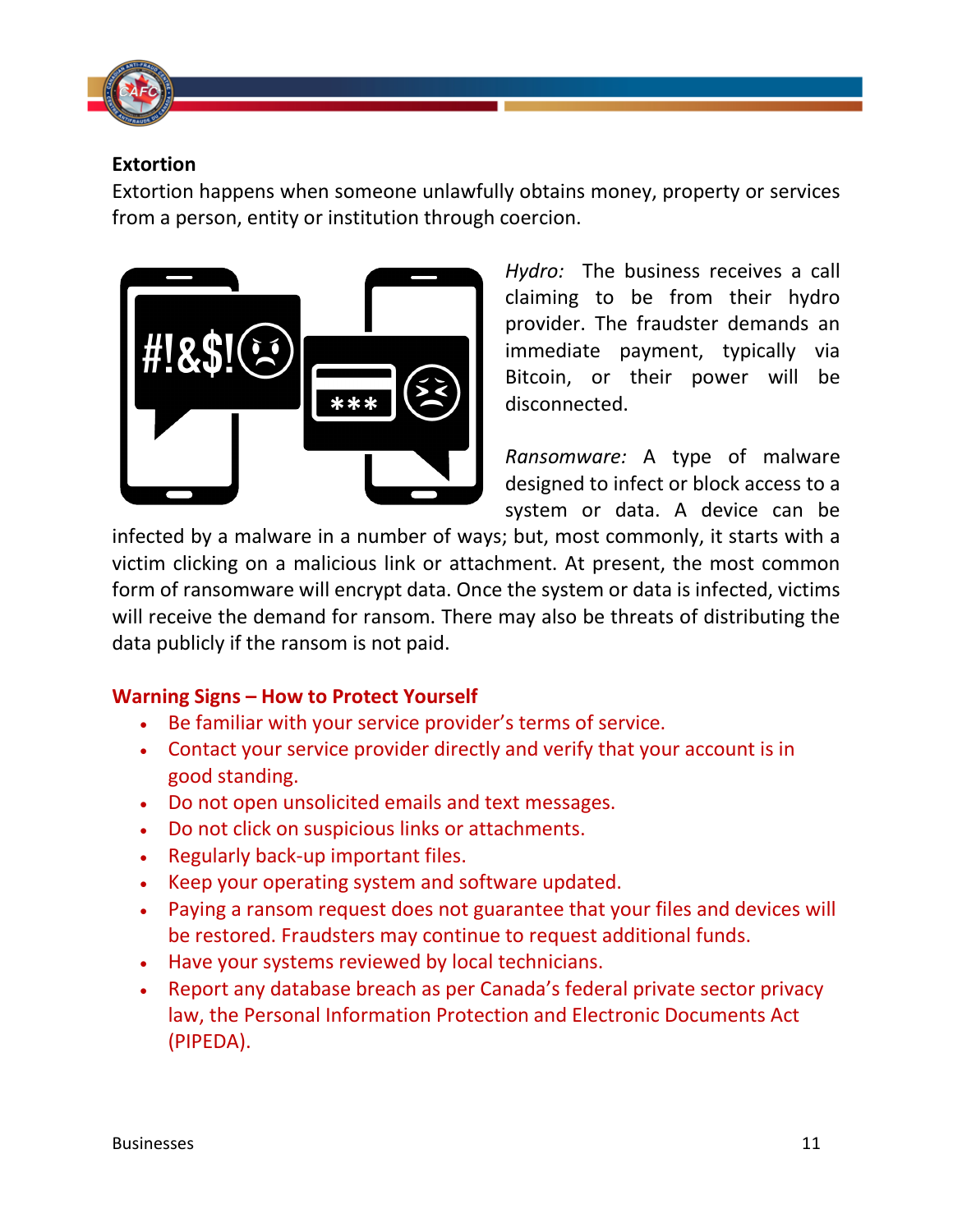**Extortion**

Extortion happens when someone unlawfully obtains money, property or services from a person, entity or institution through coercion.

*Hydro:* The business receives a call claiming to be from their hydro provider. The fraudster demands an immediate payment, typically via Bitcoin, or their power will be disconnected.

*Ransomware:* A type of malware designed to infect or block access to a system or data. A device can be infected by a malware in a number of ways; but, most commonly, it starts with a victim clicking on a malicious link or attachment. At present, the most common form of ransomware will encrypt data. Once the system or data is infected, victims will receive the demand for ransom. There may also be threats of distributing the data publicly if the ransom is not paid.

**Warning Signs – How to Protect Yourself**

- Be familiar with your service provider's terms of service.
- Contact your service provider directly and verify that your account is in good standing.
- Do not open unsolicited emails and text messages.
- Do not click on suspicious links or attachments.
- Regularly back-up important files.
- Keep your operating system and software updated.
- Paying a ransom request does not guarantee that your files and devices will be restored. Fraudsters may continue to request additional funds.
- Have your systems reviewed by local technicians.
- Report any database breach as per Canada's federal private sector privacy law, the Personal Information Protection and Electronic Documents Act (PIPEDA).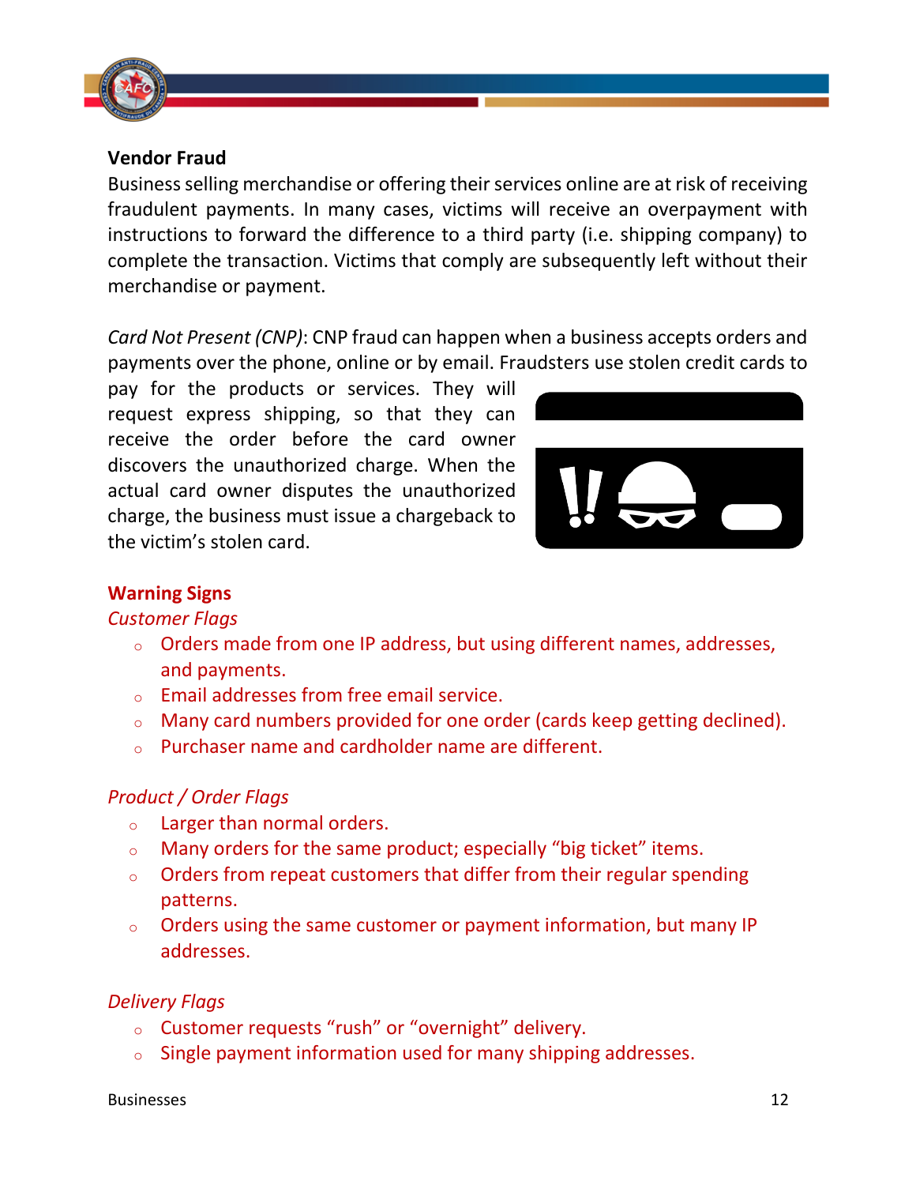**Vendor Fraud**

Business selling merchandise or offering their services online are at risk of receiving fraudulent payments. In many cases, victims will receive an overpayment with instructions to forward the difference to a third party (i.e. shipping company) to complete the transaction. Victims that comply are subsequently left without their merchandise or payment.

*Card Not Present (CNP)*: CNP fraud can happen when a business accepts orders and payments over the phone, online or by email. Fraudsters use stolen credit cards to pay for the products or services. They will request express shipping, so that they can receive the order before the card owner discovers the unauthorized charge. When the actual card owner disputes the unauthorized charge, the business must issue a chargeback to the victim's stolen card.

## Warning Signs

*Customer Flags*

- Orders made from one IP address, but using different names, addresses, and payments.
- Email addresses from free email service.
- Many card numbers provided for one order (cards keep getting declined).
- Purchaser name and cardholder name are different.

*Product / Order Flags*

- Larger than normal orders.
- Many orders for the same product; especially "big ticket" items.
- Orders from repeat customers that differ from their regular spending patterns.
- Orders using the same customer or payment information, but many IP addresses.

*Delivery Flags*

- Customer requests "rush" or "overnight" delivery.
- Single payment information used for many shipping addresses.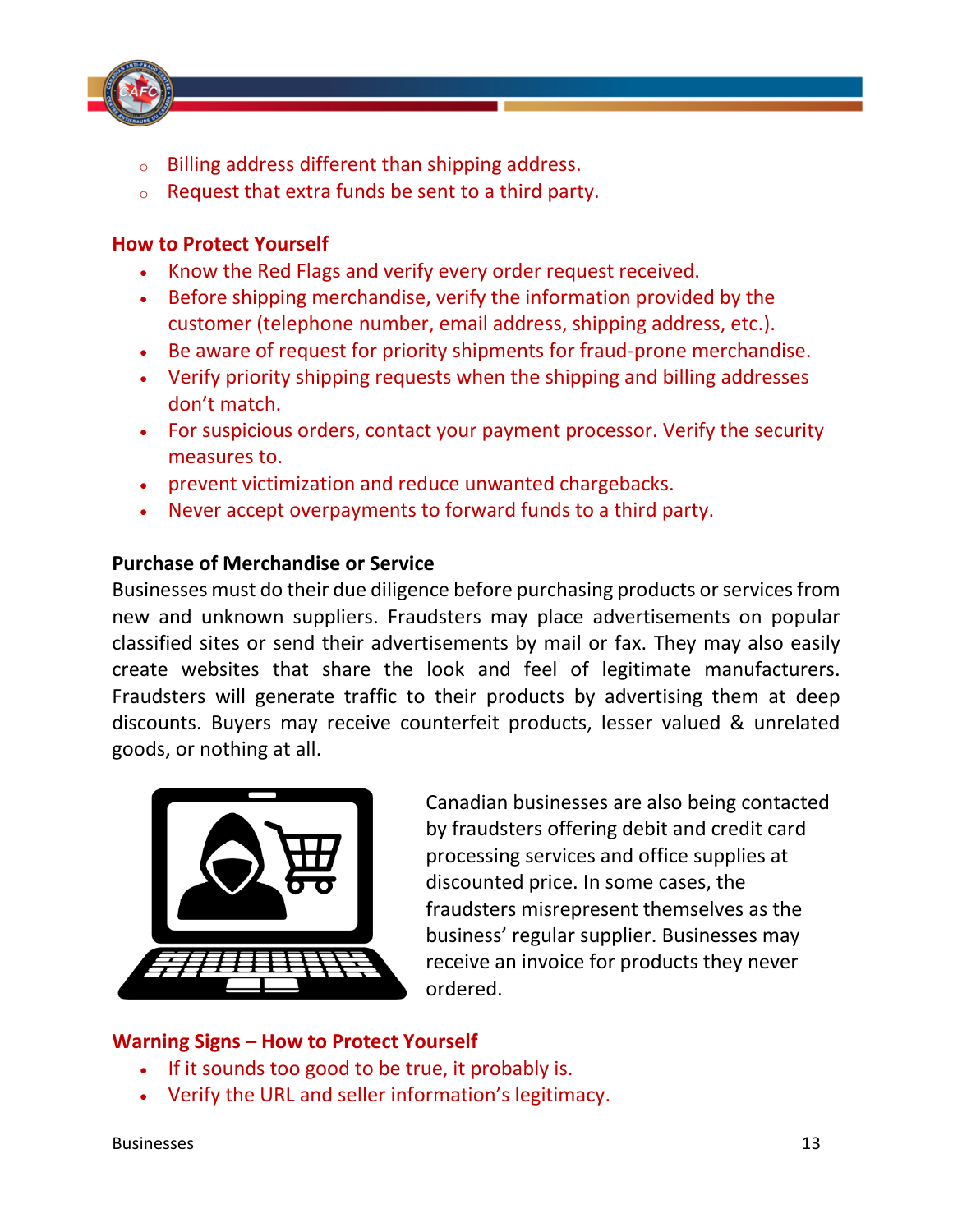- Billing address different than shipping address.
- Request that extra funds be sent to a third party.

**How to Protect Yourself**

- Know the Red Flags and verify every order request received.
- Before shipping merchandise, verify the information provided by the customer (telephone number, email address, shipping address, etc.).
- Be aware of request for priority shipments for fraud-prone merchandise.
- Verify priority shipping requests when the shipping and billing addresses don't match.
- For suspicious orders, contact your payment processor. Verify the security measures to.
- prevent victimization and reduce unwanted chargebacks.
- Never accept overpayments to forward funds to a third party.

**Purchase of Merchandise or Service**

Businesses must do their due diligence before purchasing products or services from new and unknown suppliers. Fraudsters may place advertisements on popular classified sites or send their advertisements by mail or fax. They may also easily create websites that share the look and feel of legitimate manufacturers. Fraudsters will generate traffic to their products by advertising them at deep discounts. Buyers may receive counterfeit products, lesser valued & unrelated goods, or nothing at all.

Canadian businesses are also being contacted by fraudsters offering debit and credit card processing services and office supplies at discounted price. In some cases, the fraudsters misrepresent themselves as the business' regular supplier. Businesses may receive an invoice for products they never ordered.

**Warning Signs – How to Protect Yourself**

- If it sounds too good to be true, it probably is.
- Verify the URL and seller information's legitimacy.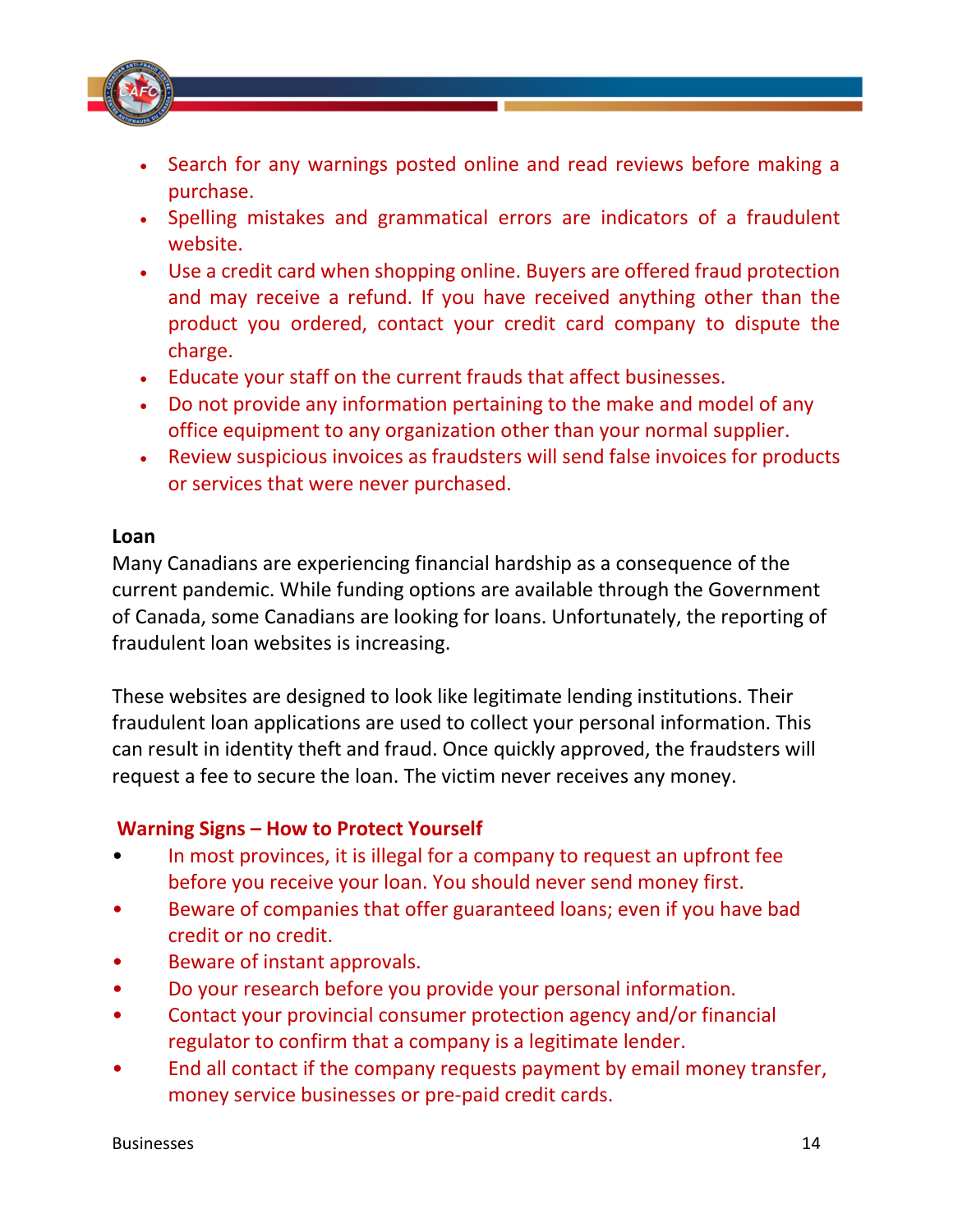- Search for any warnings posted online and read reviews before making a purchase.
- Spelling mistakes and grammatical errors are indicators of a fraudulent website.
- Use a credit card when shopping online. Buyers are offered fraud protection and may receive a refund. If you have received anything other than the product you ordered, contact your credit card company to dispute the charge.
- Educate your staff on the current frauds that affect businesses.
- Do not provide any information pertaining to the make and model of any office equipment to any organization other than your normal supplier.
- Review suspicious invoices as fraudsters will send false invoices for products or services that were never purchased.

**Loan**

Many Canadians are experiencing financial hardship as a consequence of the current pandemic. While funding options are available through the Government of Canada, some Canadians are looking for loans. Unfortunately, the reporting of fraudulent loan websites is increasing.

These websites are designed to look like legitimate lending institutions. Their fraudulent loan applications are used to collect your personal information. This can result in identity theft and fraud. Once quickly approved, the fraudsters will request a fee to secure the loan. The victim never receives any money.

**Warning Signs – How to Protect Yourself**

- In most provinces, it is illegal for a company to request an upfront fee before you receive your loan. You should never send money first.
- Beware of companies that offer guaranteed loans; even if you have bad credit or no credit.
- Beware of instant approvals.
- Do your research before you provide your personal information.
- Contact your provincial consumer protection agency and/or financial regulator to confirm that a company is a legitimate lender.
- End all contact if the company requests payment by email money transfer, money service businesses or pre-paid credit cards.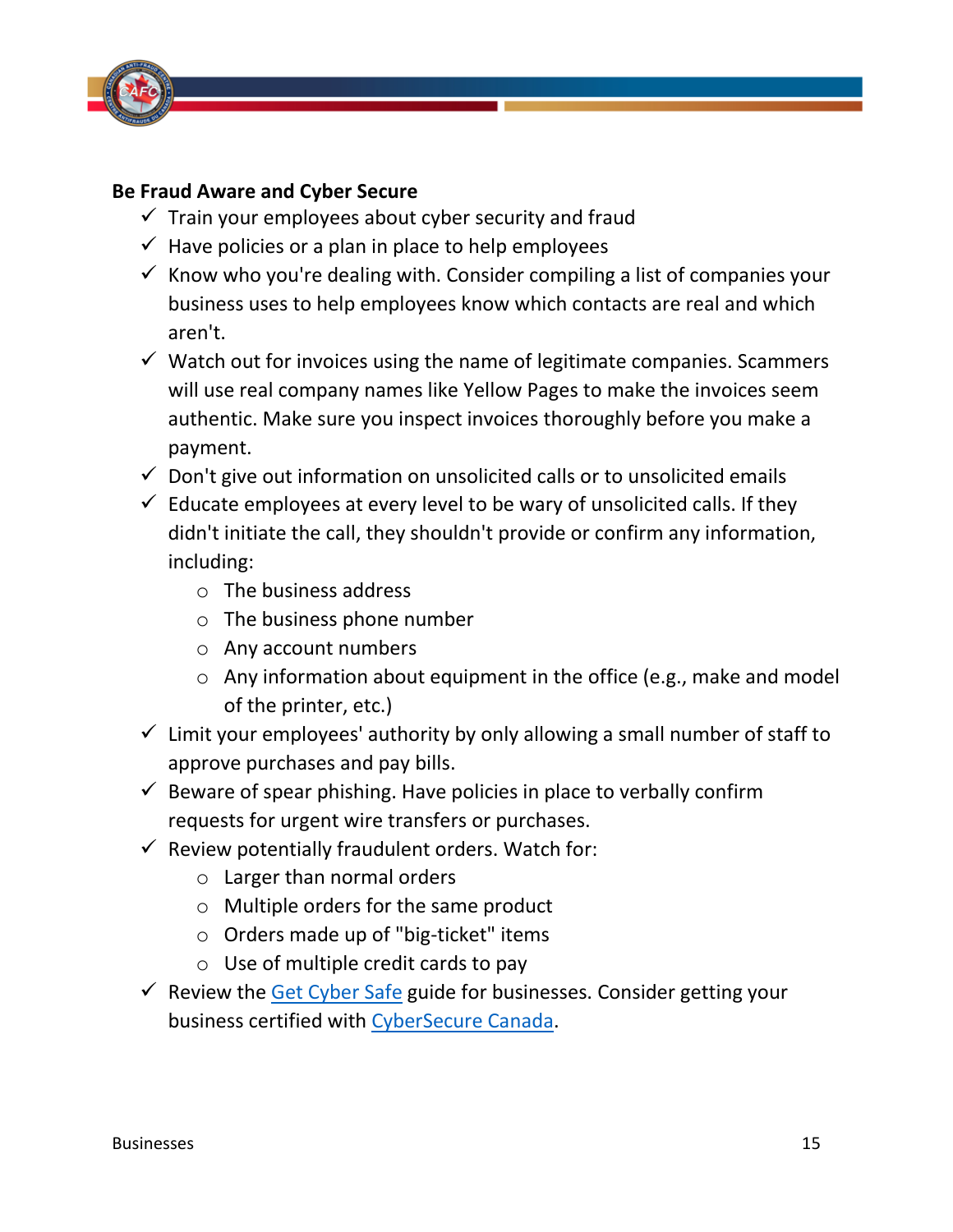**Be Fraud Aware and Cyber Secure**

- ✓ Train your employees about cyber security and fraud
- ✓ Have policies or a plan in place to help employees
- ✓ Know who you're dealing with. Consider compiling a list of companies your business uses to help employees know which contacts are real and which aren't.
- ✓ Watch out for invoices using the name of legitimate companies. Scammers will use real company names like Yellow Pages to make the invoices seem authentic. Make sure you inspect invoices thoroughly before you make a payment.
- ✓ Don't give out information on unsolicited calls or to unsolicited emails
- ✓ Educate employees at every level to be wary of unsolicited calls. If they didn't initiate the call, they shouldn't provide or confirm any information, including:
    - The business address
    - The business phone number
    - Any account numbers
    - Any information about equipment in the office (e.g., make and model of the printer, etc.)
- ✓ Limit your employees' authority by only allowing a small number of staff to approve purchases and pay bills.
- ✓ Beware of spear phishing. Have policies in place to verbally confirm requests for urgent wire transfers or purchases.
- ✓ Review potentially fraudulent orders. Watch for:
    - Larger than normal orders
    - Multiple orders for the same product
    - Orders made up of "big-ticket" items
    - Use of multiple credit cards to pay
- ✓ Review the Get Cyber Safe guide for businesses. Consider getting your business certified with CyberSecure Canada.